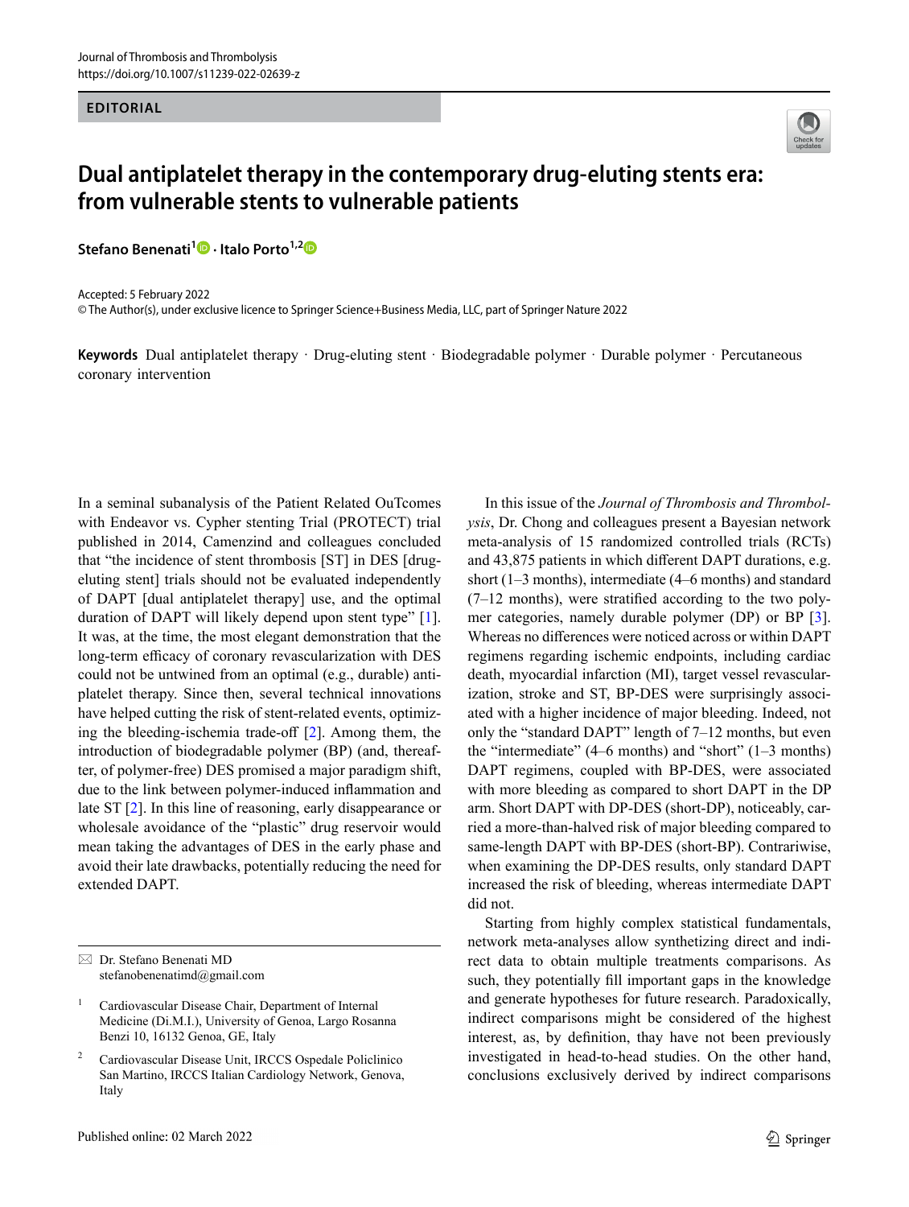EDITORIAL

# Dual antiplatelet therapy in the contemporary drug-eluting stents era: from vulnerable stents to vulnerable patients

**Stefano Benenati**[1] · **Italo Porto**[1,2]

Accepted: 5 February 2022
© The Author(s), under exclusive licence to Springer Science+Business Media, LLC, part of Springer Nature 2022

**Keywords** Dual antiplatelet therapy · Drug-eluting stent · Biodegradable polymer · Durable polymer · Percutaneous coronary intervention

In a seminal subanalysis of the Patient Related OuTcomes with Endeavor vs. Cypher stenting Trial (PROTECT) trial published in 2014, Camenzind and colleagues concluded that "the incidence of stent thrombosis [ST] in DES [drug-eluting stent] trials should not be evaluated independently of DAPT [dual antiplatelet therapy] use, and the optimal duration of DAPT will likely depend upon stent type" [1]. It was, at the time, the most elegant demonstration that the long-term efficacy of coronary revascularization with DES could not be untwined from an optimal (e.g., durable) antiplatelet therapy. Since then, several technical innovations have helped cutting the risk of stent-related events, optimizing the bleeding-ischemia trade-off [2]. Among them, the introduction of biodegradable polymer (BP) (and, thereafter, of polymer-free) DES promised a major paradigm shift, due to the link between polymer-induced inflammation and late ST [2]. In this line of reasoning, early disappearance or wholesale avoidance of the "plastic" drug reservoir would mean taking the advantages of DES in the early phase and avoid their late drawbacks, potentially reducing the need for extended DAPT.

In this issue of the *Journal of Thrombosis and Thrombolysis*, Dr. Chong and colleagues present a Bayesian network meta-analysis of 15 randomized controlled trials (RCTs) and 43,875 patients in which different DAPT durations, e.g. short (1–3 months), intermediate (4–6 months) and standard (7–12 months), were stratified according to the two polymer categories, namely durable polymer (DP) or BP [3]. Whereas no differences were noticed across or within DAPT regimens regarding ischemic endpoints, including cardiac death, myocardial infarction (MI), target vessel revascularization, stroke and ST, BP-DES were surprisingly associated with a higher incidence of major bleeding. Indeed, not only the "standard DAPT" length of 7–12 months, but even the "intermediate" (4–6 months) and "short" (1–3 months) DAPT regimens, coupled with BP-DES, were associated with more bleeding as compared to short DAPT in the DP arm. Short DAPT with DP-DES (short-DP), noticeably, carried a more-than-halved risk of major bleeding compared to same-length DAPT with BP-DES (short-BP). Contrariwise, when examining the DP-DES results, only standard DAPT increased the risk of bleeding, whereas intermediate DAPT did not.

Starting from highly complex statistical fundamentals, network meta-analyses allow synthetizing direct and indirect data to obtain multiple treatments comparisons. As such, they potentially fill important gaps in the knowledge and generate hypotheses for future research. Paradoxically, indirect comparisons might be considered of the highest interest, as, by definition, thay have not been previously investigated in head-to-head studies. On the other hand, conclusions exclusively derived by indirect comparisons

✉ Dr. Stefano Benenati MD
stefanobenenatimd@gmail.com

1 Cardiovascular Disease Chair, Department of Internal Medicine (Di.M.I.), University of Genoa, Largo Rosanna Benzi 10, 16132 Genoa, GE, Italy

2 Cardiovascular Disease Unit, IRCCS Ospedale Policlinico San Martino, IRCCS Italian Cardiology Network, Genova, Italy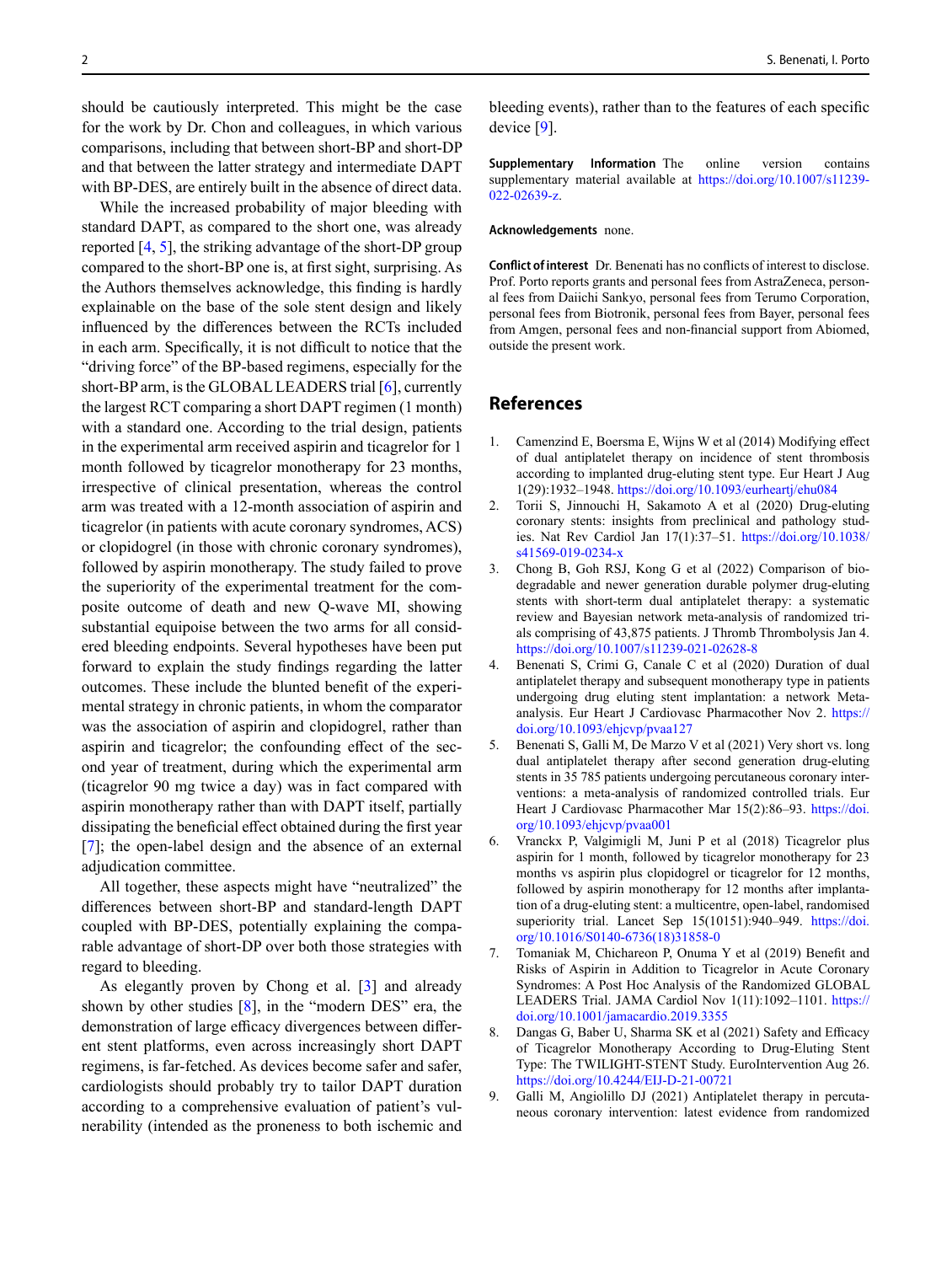should be cautiously interpreted. This might be the case for the work by Dr. Chon and colleagues, in which various comparisons, including that between short-BP and short-DP and that between the latter strategy and intermediate DAPT with BP-DES, are entirely built in the absence of direct data.

While the increased probability of major bleeding with standard DAPT, as compared to the short one, was already reported [4, 5], the striking advantage of the short-DP group compared to the short-BP one is, at first sight, surprising. As the Authors themselves acknowledge, this finding is hardly explainable on the base of the sole stent design and likely influenced by the differences between the RCTs included in each arm. Specifically, it is not difficult to notice that the "driving force" of the BP-based regimens, especially for the short-BP arm, is the GLOBAL LEADERS trial [6], currently the largest RCT comparing a short DAPT regimen (1 month) with a standard one. According to the trial design, patients in the experimental arm received aspirin and ticagrelor for 1 month followed by ticagrelor monotherapy for 23 months, irrespective of clinical presentation, whereas the control arm was treated with a 12-month association of aspirin and ticagrelor (in patients with acute coronary syndromes, ACS) or clopidogrel (in those with chronic coronary syndromes), followed by aspirin monotherapy. The study failed to prove the superiority of the experimental treatment for the composite outcome of death and new Q-wave MI, showing substantial equipoise between the two arms for all considered bleeding endpoints. Several hypotheses have been put forward to explain the study findings regarding the latter outcomes. These include the blunted benefit of the experimental strategy in chronic patients, in whom the comparator was the association of aspirin and clopidogrel, rather than aspirin and ticagrelor; the confounding effect of the second year of treatment, during which the experimental arm (ticagrelor 90 mg twice a day) was in fact compared with aspirin monotherapy rather than with DAPT itself, partially dissipating the beneficial effect obtained during the first year [7]; the open-label design and the absence of an external adjudication committee.

All together, these aspects might have "neutralized" the differences between short-BP and standard-length DAPT coupled with BP-DES, potentially explaining the comparable advantage of short-DP over both those strategies with regard to bleeding.

As elegantly proven by Chong et al. [3] and already shown by other studies [8], in the "modern DES" era, the demonstration of large efficacy divergences between different stent platforms, even across increasingly short DAPT regimens, is far-fetched. As devices become safer and safer, cardiologists should probably try to tailor DAPT duration according to a comprehensive evaluation of patient's vulnerability (intended as the proneness to both ischemic and bleeding events), rather than to the features of each specific device [9].

**Supplementary Information** The online version contains supplementary material available at https://doi.org/10.1007/s11239-022-02639-z.

**Acknowledgements** none.

**Conflict of interest** Dr. Benenati has no conflicts of interest to disclose. Prof. Porto reports grants and personal fees from AstraZeneca, personal fees from Daiichi Sankyo, personal fees from Terumo Corporation, personal fees from Biotronik, personal fees from Bayer, personal fees from Amgen, personal fees and non-financial support from Abiomed, outside the present work.

## References

1. Camenzind E, Boersma E, Wijns W et al (2014) Modifying effect of dual antiplatelet therapy on incidence of stent thrombosis according to implanted drug-eluting stent type. Eur Heart J Aug 1(29):1932–1948. https://doi.org/10.1093/eurheartj/ehu084
2. Torii S, Jinnouchi H, Sakamoto A et al (2020) Drug-eluting coronary stents: insights from preclinical and pathology studies. Nat Rev Cardiol Jan 17(1):37–51. https://doi.org/10.1038/s41569-019-0234-x
3. Chong B, Goh RSJ, Kong G et al (2022) Comparison of biodegradable and newer generation durable polymer drug-eluting stents with short-term dual antiplatelet therapy: a systematic review and Bayesian network meta-analysis of randomized trials comprising of 43,875 patients. J Thromb Thrombolysis Jan 4. https://doi.org/10.1007/s11239-021-02628-8
4. Benenati S, Crimi G, Canale C et al (2020) Duration of dual antiplatelet therapy and subsequent monotherapy type in patients undergoing drug eluting stent implantation: a network Meta-analysis. Eur Heart J Cardiovasc Pharmacother Nov 2. https://doi.org/10.1093/ehjcvp/pvaa127
5. Benenati S, Galli M, De Marzo V et al (2021) Very short vs. long dual antiplatelet therapy after second generation drug-eluting stents in 35 785 patients undergoing percutaneous coronary interventions: a meta-analysis of randomized controlled trials. Eur Heart J Cardiovasc Pharmacother Mar 15(2):86–93. https://doi.org/10.1093/ehjcvp/pvaa001
6. Vranckx P, Valgimigli M, Juni P et al (2018) Ticagrelor plus aspirin for 1 month, followed by ticagrelor monotherapy for 23 months vs aspirin plus clopidogrel or ticagrelor for 12 months, followed by aspirin monotherapy for 12 months after implantation of a drug-eluting stent: a multicentre, open-label, randomised superiority trial. Lancet Sep 15(10151):940–949. https://doi.org/10.1016/S0140-6736(18)31858-0
7. Tomaniak M, Chichareon P, Onuma Y et al (2019) Benefit and Risks of Aspirin in Addition to Ticagrelor in Acute Coronary Syndromes: A Post Hoc Analysis of the Randomized GLOBAL LEADERS Trial. JAMA Cardiol Nov 1(11):1092–1101. https://doi.org/10.1001/jamacardio.2019.3355
8. Dangas G, Baber U, Sharma SK et al (2021) Safety and Efficacy of Ticagrelor Monotherapy According to Drug-Eluting Stent Type: The TWILIGHT-STENT Study. EuroIntervention Aug 26. https://doi.org/10.4244/EIJ-D-21-00721
9. Galli M, Angiolillo DJ (2021) Antiplatelet therapy in percutaneous coronary intervention: latest evidence from randomized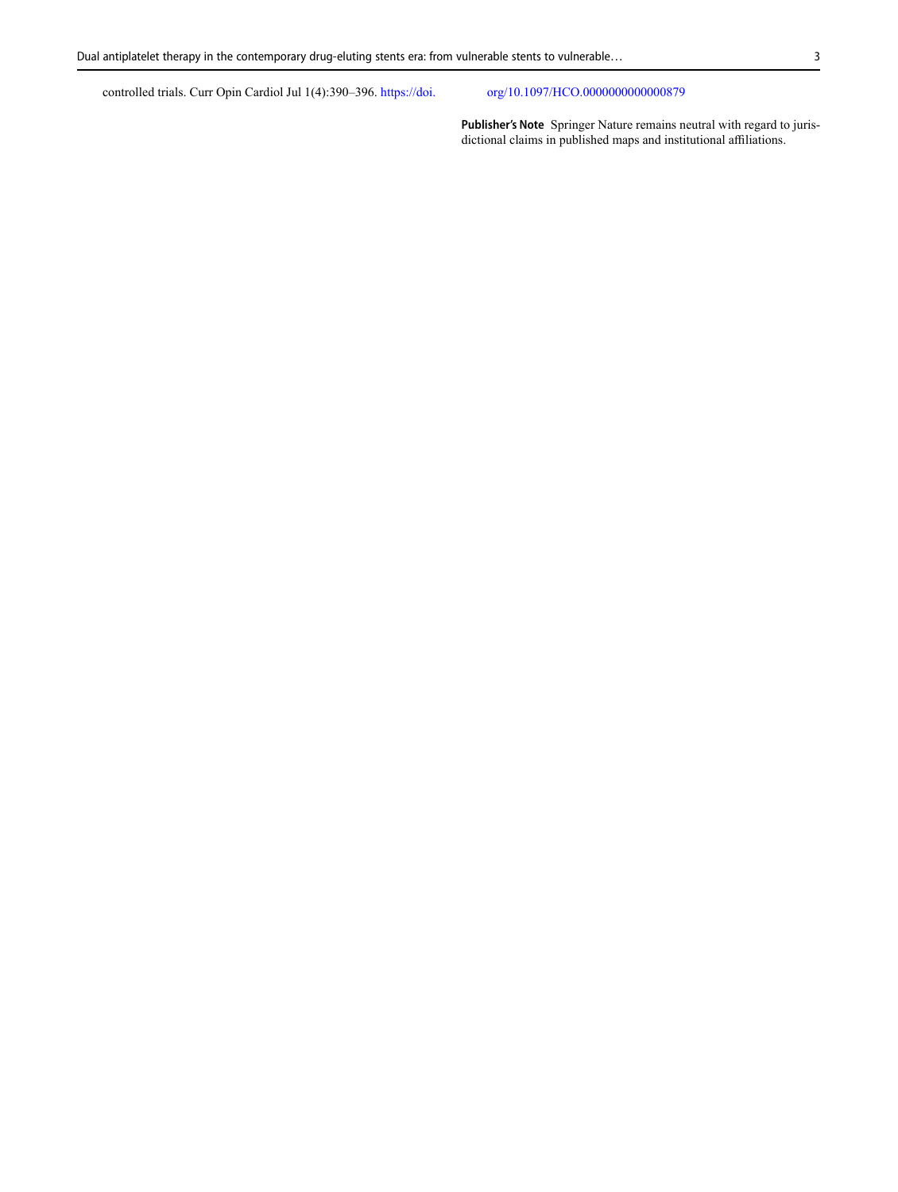controlled trials. Curr Opin Cardiol Jul 1(4):390–396. https://doi.org/10.1097/HCO.0000000000000879

**Publisher's Note** Springer Nature remains neutral with regard to jurisdictional claims in published maps and institutional affiliations.